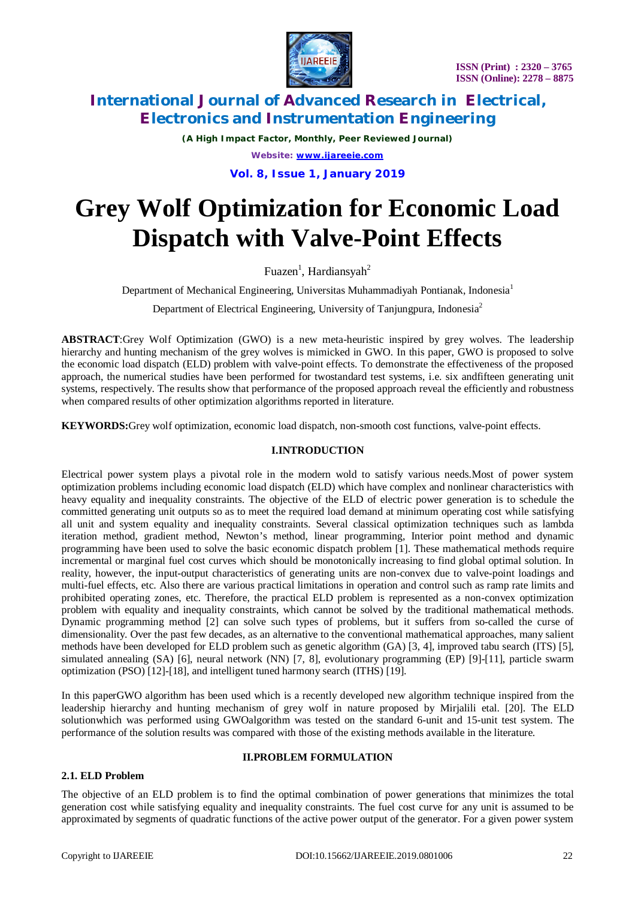# Grey Wolf Optimization for Economic Load Dispatch with Valve-Point Effects

Fuazen[1], Hardiansyah[2]

Department of Mechanical Engineering, Universitas Muhammadiyah Pontianak, Indonesia[1]

Department of Electrical Engineering, University of Tanjungpura, Indonesia[2]

**ABSTRACT**:Grey Wolf Optimization (GWO) is a new meta-heuristic inspired by grey wolves. The leadership hierarchy and hunting mechanism of the grey wolves is mimicked in GWO. In this paper, GWO is proposed to solve the economic load dispatch (ELD) problem with valve-point effects. To demonstrate the effectiveness of the proposed approach, the numerical studies have been performed for twostandard test systems, i.e. six andfifteen generating unit systems, respectively. The results show that performance of the proposed approach reveal the efficiently and robustness when compared results of other optimization algorithms reported in literature.

**KEYWORDS:**Grey wolf optimization, economic load dispatch, non-smooth cost functions, valve-point effects.

## I.INTRODUCTION

Electrical power system plays a pivotal role in the modern wold to satisfy various needs.Most of power system optimization problems including economic load dispatch (ELD) which have complex and nonlinear characteristics with heavy equality and inequality constraints. The objective of the ELD of electric power generation is to schedule the committed generating unit outputs so as to meet the required load demand at minimum operating cost while satisfying all unit and system equality and inequality constraints. Several classical optimization techniques such as lambda iteration method, gradient method, Newton's method, linear programming, Interior point method and dynamic programming have been used to solve the basic economic dispatch problem [1]. These mathematical methods require incremental or marginal fuel cost curves which should be monotonically increasing to find global optimal solution. In reality, however, the input-output characteristics of generating units are non-convex due to valve-point loadings and multi-fuel effects, etc. Also there are various practical limitations in operation and control such as ramp rate limits and prohibited operating zones, etc. Therefore, the practical ELD problem is represented as a non-convex optimization problem with equality and inequality constraints, which cannot be solved by the traditional mathematical methods. Dynamic programming method [2] can solve such types of problems, but it suffers from so-called the curse of dimensionality. Over the past few decades, as an alternative to the conventional mathematical approaches, many salient methods have been developed for ELD problem such as genetic algorithm (GA) [3, 4], improved tabu search (ITS) [5], simulated annealing (SA) [6], neural network (NN) [7, 8], evolutionary programming (EP) [9]-[11], particle swarm optimization (PSO) [12]-[18], and intelligent tuned harmony search (ITHS) [19].

In this paperGWO algorithm has been used which is a recently developed new algorithm technique inspired from the leadership hierarchy and hunting mechanism of grey wolf in nature proposed by Mirjalili etal. [20]. The ELD solutionwhich was performed using GWOalgorithm was tested on the standard 6-unit and 15-unit test system. The performance of the solution results was compared with those of the existing methods available in the literature.

## II.PROBLEM FORMULATION

### 2.1. ELD Problem

The objective of an ELD problem is to find the optimal combination of power generations that minimizes the total generation cost while satisfying equality and inequality constraints. The fuel cost curve for any unit is assumed to be approximated by segments of quadratic functions of the active power output of the generator. For a given power system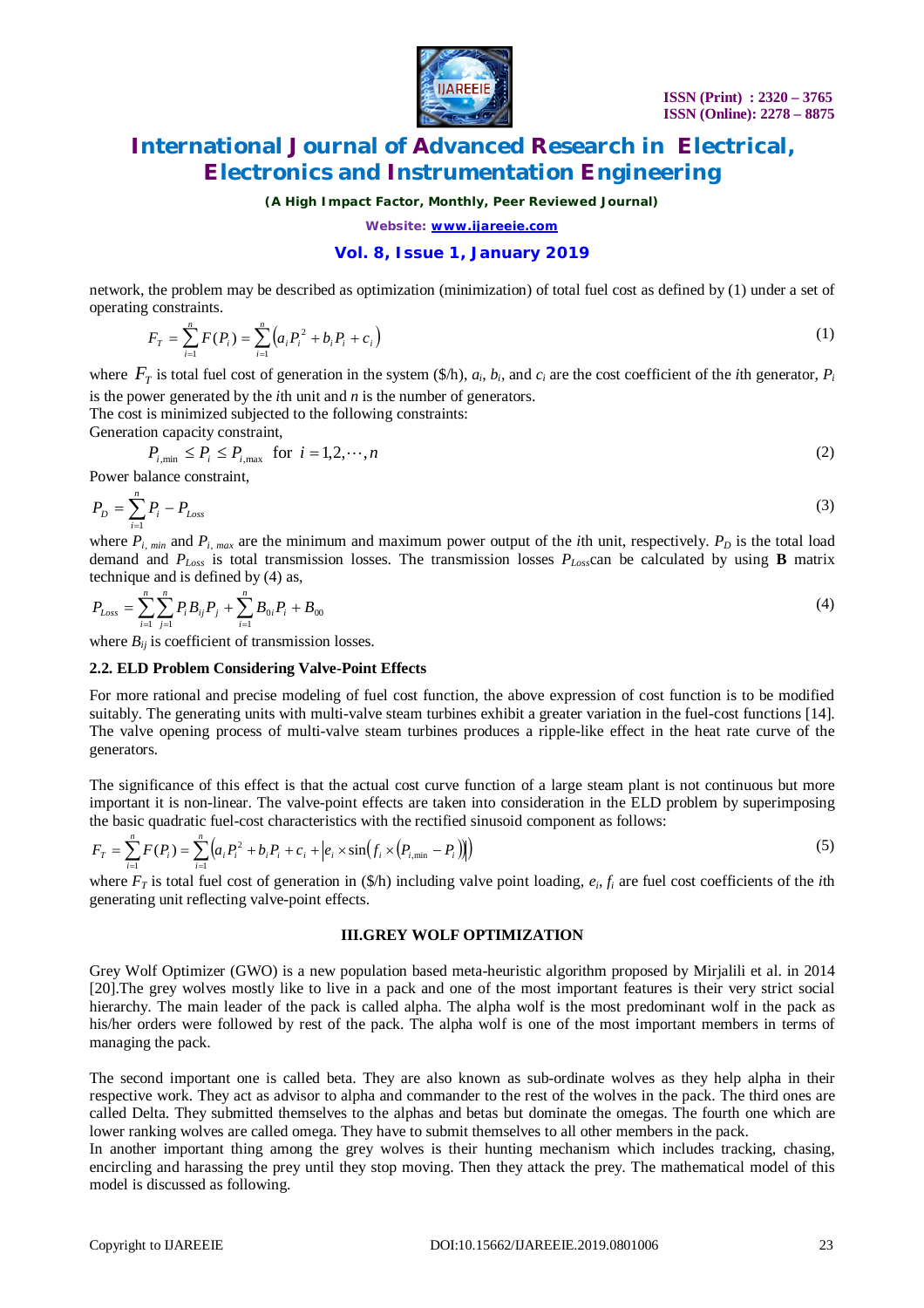network, the problem may be described as optimization (minimization) of total fuel cost as defined by (1) under a set of operating constraints.

$$F_T = \sum_{i=1}^{n} F(P_i) = \sum_{i=1}^{n} \left( a_i P_i^2 + b_i P_i + c_i \right) \tag{1}$$

where $F_T$ is total fuel cost of generation in the system (\$/h), $a_i$, $b_i$, and $c_i$ are the cost coefficient of the $i$th generator, $P_i$ is the power generated by the $i$th unit and $n$ is the number of generators.

The cost is minimized subjected to the following constraints:

Generation capacity constraint,

$$P_{i,\min} \le P_i \le P_{i,\max} \quad \text{for } i = 1, 2, \cdots, n \tag{2}$$

Power balance constraint,

$$P_D = \sum_{i=1}^{n} P_i - P_{Loss} \tag{3}$$

where $P_{i,\,min}$ and $P_{i,\,max}$ are the minimum and maximum power output of the $i$th unit, respectively. $P_D$ is the total load demand and $P_{Loss}$ is total transmission losses. The transmission losses $P_{Loss}$ can be calculated by using **B** matrix technique and is defined by (4) as,

$$P_{Loss} = \sum_{i=1}^{n} \sum_{j=1}^{n} P_i B_{ij} P_j + \sum_{i=1}^{n} B_{0i} P_i + B_{00} \tag{4}$$

where $B_{ij}$ is coefficient of transmission losses.

### 2.2. ELD Problem Considering Valve-Point Effects

For more rational and precise modeling of fuel cost function, the above expression of cost function is to be modified suitably. The generating units with multi-valve steam turbines exhibit a greater variation in the fuel-cost functions [14]. The valve opening process of multi-valve steam turbines produces a ripple-like effect in the heat rate curve of the generators.

The significance of this effect is that the actual cost curve function of a large steam plant is not continuous but more important it is non-linear. The valve-point effects are taken into consideration in the ELD problem by superimposing the basic quadratic fuel-cost characteristics with the rectified sinusoid component as follows:

$$F_T = \sum_{i=1}^{n} F(P_i) = \sum_{i=1}^{n} \left( a_i P_i^2 + b_i P_i + c_i + \left| e_i \times \sin\left( f_i \times \left( P_{i,\min} - P_i \right) \right) \right| \right) \tag{5}$$

where $F_T$ is total fuel cost of generation in (\$/h) including valve point loading, $e_i$, $f_i$ are fuel cost coefficients of the $i$th generating unit reflecting valve-point effects.

## III.GREY WOLF OPTIMIZATION

Grey Wolf Optimizer (GWO) is a new population based meta-heuristic algorithm proposed by Mirjalili et al. in 2014 [20].The grey wolves mostly like to live in a pack and one of the most important features is their very strict social hierarchy. The main leader of the pack is called alpha. The alpha wolf is the most predominant wolf in the pack as his/her orders were followed by rest of the pack. The alpha wolf is one of the most important members in terms of managing the pack.

The second important one is called beta. They are also known as sub-ordinate wolves as they help alpha in their respective work. They act as advisor to alpha and commander to the rest of the wolves in the pack. The third ones are called Delta. They submitted themselves to the alphas and betas but dominate the omegas. The fourth one which are lower ranking wolves are called omega. They have to submit themselves to all other members in the pack.

In another important thing among the grey wolves is their hunting mechanism which includes tracking, chasing, encircling and harassing the prey until they stop moving. Then they attack the prey. The mathematical model of this model is discussed as following.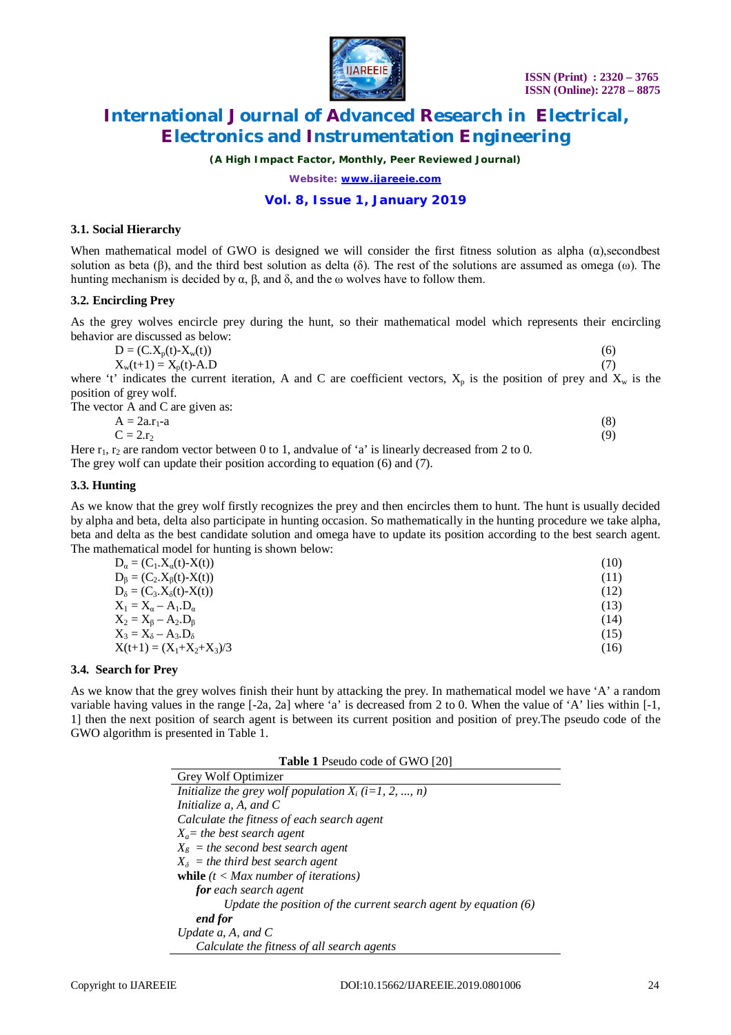### 3.1. Social Hierarchy

When mathematical model of GWO is designed we will consider the first fitness solution as alpha (α),secondbest solution as beta (β), and the third best solution as delta (δ). The rest of the solutions are assumed as omega (ω). The hunting mechanism is decided by α, β, and δ, and the ω wolves have to follow them.

### 3.2. Encircling Prey

As the grey wolves encircle prey during the hunt, so their mathematical model which represents their encircling behavior are discussed as below:

$$D = (C.X_p(t)-X_w(t)) \tag{6}$$

$$X_w(t+1) = X_p(t)-A.D \tag{7}$$

where 't' indicates the current iteration, A and C are coefficient vectors, $X_p$ is the position of prey and $X_w$ is the position of grey wolf.

The vector A and C are given as:

$$A = 2a.r_1-a \tag{8}$$

$$C = 2.r_2 \tag{9}$$

Here $r_1$, $r_2$ are random vector between 0 to 1, andvalue of 'a' is linearly decreased from 2 to 0.

The grey wolf can update their position according to equation (6) and (7).

### 3.3. Hunting

As we know that the grey wolf firstly recognizes the prey and then encircles them to hunt. The hunt is usually decided by alpha and beta, delta also participate in hunting occasion. So mathematically in the hunting procedure we take alpha, beta and delta as the best candidate solution and omega have to update its position according to the best search agent. The mathematical model for hunting is shown below:

$$D_\alpha = (C_1.X_\alpha(t)-X(t)) \tag{10}$$

$$D_\beta = (C_2.X_\beta(t)-X(t)) \tag{11}$$

$$D_\delta = (C_3.X_\delta(t)-X(t)) \tag{12}$$

$$X_1 = X_\alpha - A_1.D_\alpha \tag{13}$$

$$X_2 = X_\beta - A_2.D_\beta \tag{14}$$

$$X_3 = X_\delta - A_3.D_\delta \tag{15}$$

$$X(t+1) = (X_1+X_2+X_3)/3 \tag{16}$$

### 3.4. Search for Prey

As we know that the grey wolves finish their hunt by attacking the prey. In mathematical model we have 'A' a random variable having values in the range [-2a, 2a] where 'a' is decreased from 2 to 0. When the value of 'A' lies within [-1, 1] then the next position of search agent is between its current position and position of prey.The pseudo code of the GWO algorithm is presented in Table 1.

**Table 1** Pseudo code of GWO [20]

| Grey Wolf Optimizer |
|---|
| *Initialize the grey wolf population $X_i$ (i=1, 2, ..., n)* |
| *Initialize a, A, and C* |
| *Calculate the fitness of each search agent* |
| *$X_\alpha$= the best search agent* |
| *$X_\beta$ = the second best search agent* |
| *$X_\delta$ = the third best search agent* |
| **while** *(t < Max number of iterations)* |
| ***for*** *each search agent* |
| *Update the position of the current search agent by equation (6)* |
| ***end for*** |
| *Update a, A, and C* |
| *Calculate the fitness of all search agents* |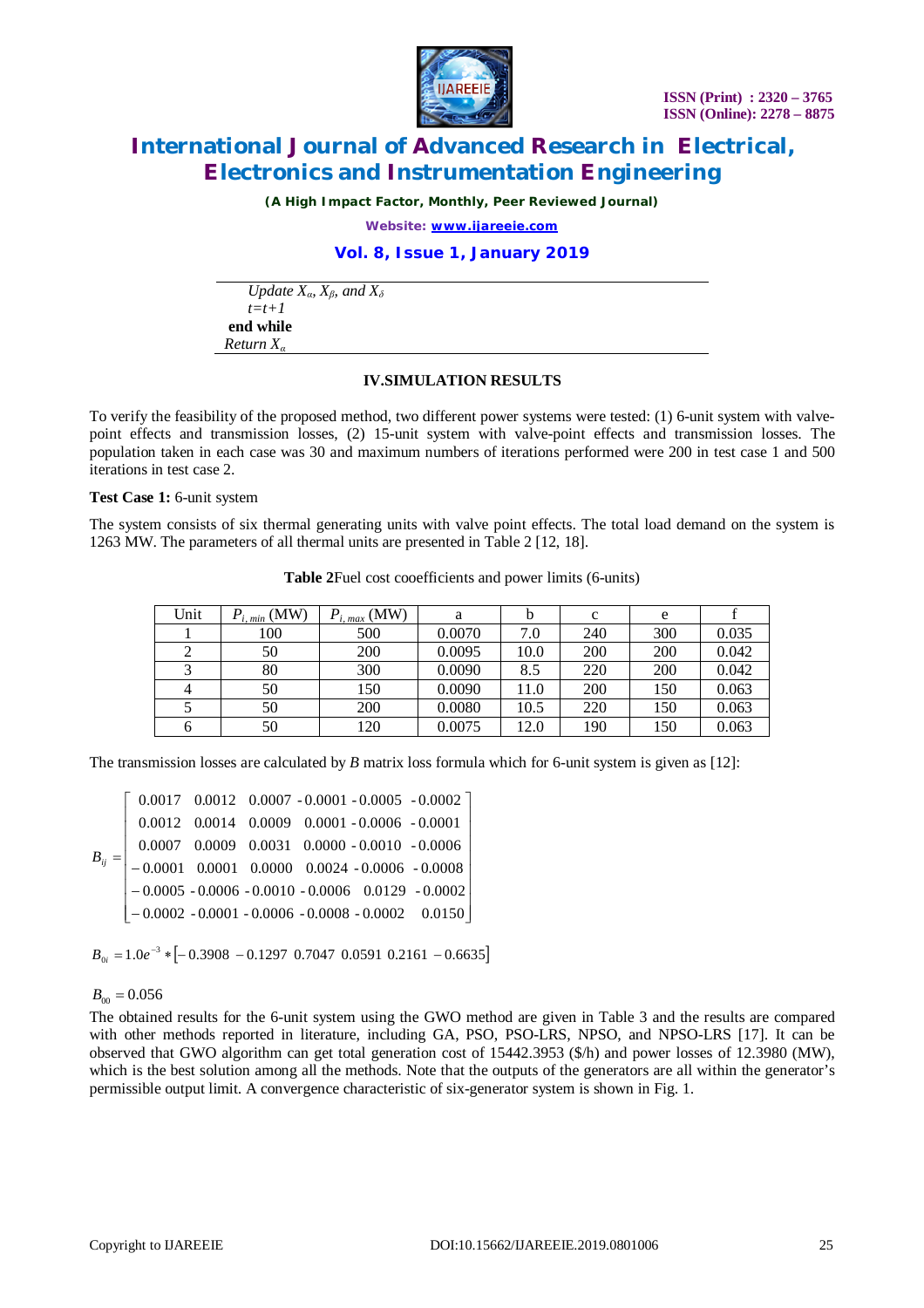*Update $X_\alpha$, $X_\beta$, and $X_\delta$*

*$t=t+1$*

**end while**

*Return $X_\alpha$*

### IV.SIMULATION RESULTS

To verify the feasibility of the proposed method, two different power systems were tested: (1) 6-unit system with valve-point effects and transmission losses, (2) 15-unit system with valve-point effects and transmission losses. The population taken in each case was 30 and maximum numbers of iterations performed were 200 in test case 1 and 500 iterations in test case 2.

**Test Case 1:** 6-unit system

The system consists of six thermal generating units with valve point effects. The total load demand on the system is 1263 MW. The parameters of all thermal units are presented in Table 2 [12, 18].

**Table 2**Fuel cost cooefficients and power limits (6-units)

| Unit | $P_{i,\,min}$ (MW) | $P_{i,\,max}$ (MW) | a | b | c | e | f |
|---|---|---|---|---|---|---|---|
| 1 | 100 | 500 | 0.0070 | 7.0 | 240 | 300 | 0.035 |
| 2 | 50 | 200 | 0.0095 | 10.0 | 200 | 200 | 0.042 |
| 3 | 80 | 300 | 0.0090 | 8.5 | 220 | 200 | 0.042 |
| 4 | 50 | 150 | 0.0090 | 11.0 | 200 | 150 | 0.063 |
| 5 | 50 | 200 | 0.0080 | 10.5 | 220 | 150 | 0.063 |
| 6 | 50 | 120 | 0.0075 | 12.0 | 190 | 150 | 0.063 |

The transmission losses are calculated by *B* matrix loss formula which for 6-unit system is given as [12]:

$$B_{ij} = \begin{bmatrix} 0.0017 & 0.0012 & 0.0007 & -0.0001 & -0.0005 & -0.0002 \\ 0.0012 & 0.0014 & 0.0009 & 0.0001 & -0.0006 & -0.0001 \\ 0.0007 & 0.0009 & 0.0031 & 0.0000 & -0.0010 & -0.0006 \\ -0.0001 & 0.0001 & 0.0000 & 0.0024 & -0.0006 & -0.0008 \\ -0.0005 & -0.0006 & -0.0010 & -0.0006 & 0.0129 & -0.0002 \\ -0.0002 & -0.0001 & -0.0006 & -0.0008 & -0.0002 & 0.0150 \end{bmatrix}$$

$$B_{0i} = 1.0e^{-3} * \left[-0.3908 \;\; -0.1297 \;\; 0.7047 \;\; 0.0591 \;\; 0.2161 \;\; -0.6635\right]$$

$$B_{00} = 0.056$$

The obtained results for the 6-unit system using the GWO method are given in Table 3 and the results are compared with other methods reported in literature, including GA, PSO, PSO-LRS, NPSO, and NPSO-LRS [17]. It can be observed that GWO algorithm can get total generation cost of 15442.3953 ($/h) and power losses of 12.3980 (MW), which is the best solution among all the methods. Note that the outputs of the generators are all within the generator's permissible output limit. A convergence characteristic of six-generator system is shown in Fig. 1.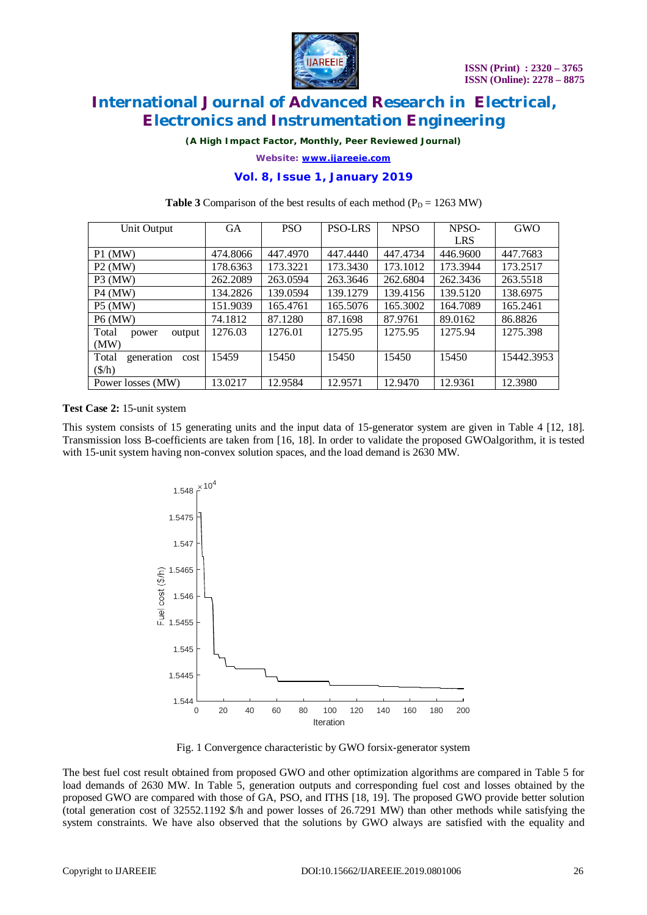**Table 3** Comparison of the best results of each method ($P_D$ = 1263 MW)

| Unit Output | GA | PSO | PSO-LRS | NPSO | NPSO-LRS | GWO |
|---|---|---|---|---|---|---|
| P1 (MW) | 474.8066 | 447.4970 | 447.4440 | 447.4734 | 446.9600 | 447.7683 |
| P2 (MW) | 178.6363 | 173.3221 | 173.3430 | 173.1012 | 173.3944 | 173.2517 |
| P3 (MW) | 262.2089 | 263.0594 | 263.3646 | 262.6804 | 262.3436 | 263.5518 |
| P4 (MW) | 134.2826 | 139.0594 | 139.1279 | 139.4156 | 139.5120 | 138.6975 |
| P5 (MW) | 151.9039 | 165.4761 | 165.5076 | 165.3002 | 164.7089 | 165.2461 |
| P6 (MW) | 74.1812 | 87.1280 | 87.1698 | 87.9761 | 89.0162 | 86.8826 |
| Total power output (MW) | 1276.03 | 1276.01 | 1275.95 | 1275.95 | 1275.94 | 1275.398 |
| Total generation cost ($/h) | 15459 | 15450 | 15450 | 15450 | 15450 | 15442.3953 |
| Power losses (MW) | 13.0217 | 12.9584 | 12.9571 | 12.9470 | 12.9361 | 12.3980 |

**Test Case 2:** 15-unit system

This system consists of 15 generating units and the input data of 15-generator system are given in Table 4 [12, 18]. Transmission loss B-coefficients are taken from [16, 18]. In order to validate the proposed GWOalgorithm, it is tested with 15-unit system having non-convex solution spaces, and the load demand is 2630 MW.

Fig. 1 Convergence characteristic by GWO forsix-generator system

The best fuel cost result obtained from proposed GWO and other optimization algorithms are compared in Table 5 for load demands of 2630 MW. In Table 5, generation outputs and corresponding fuel cost and losses obtained by the proposed GWO are compared with those of GA, PSO, and ITHS [18, 19]. The proposed GWO provide better solution (total generation cost of 32552.1192 $/h and power losses of 26.7291 MW) than other methods while satisfying the system constraints. We have also observed that the solutions by GWO always are satisfied with the equality and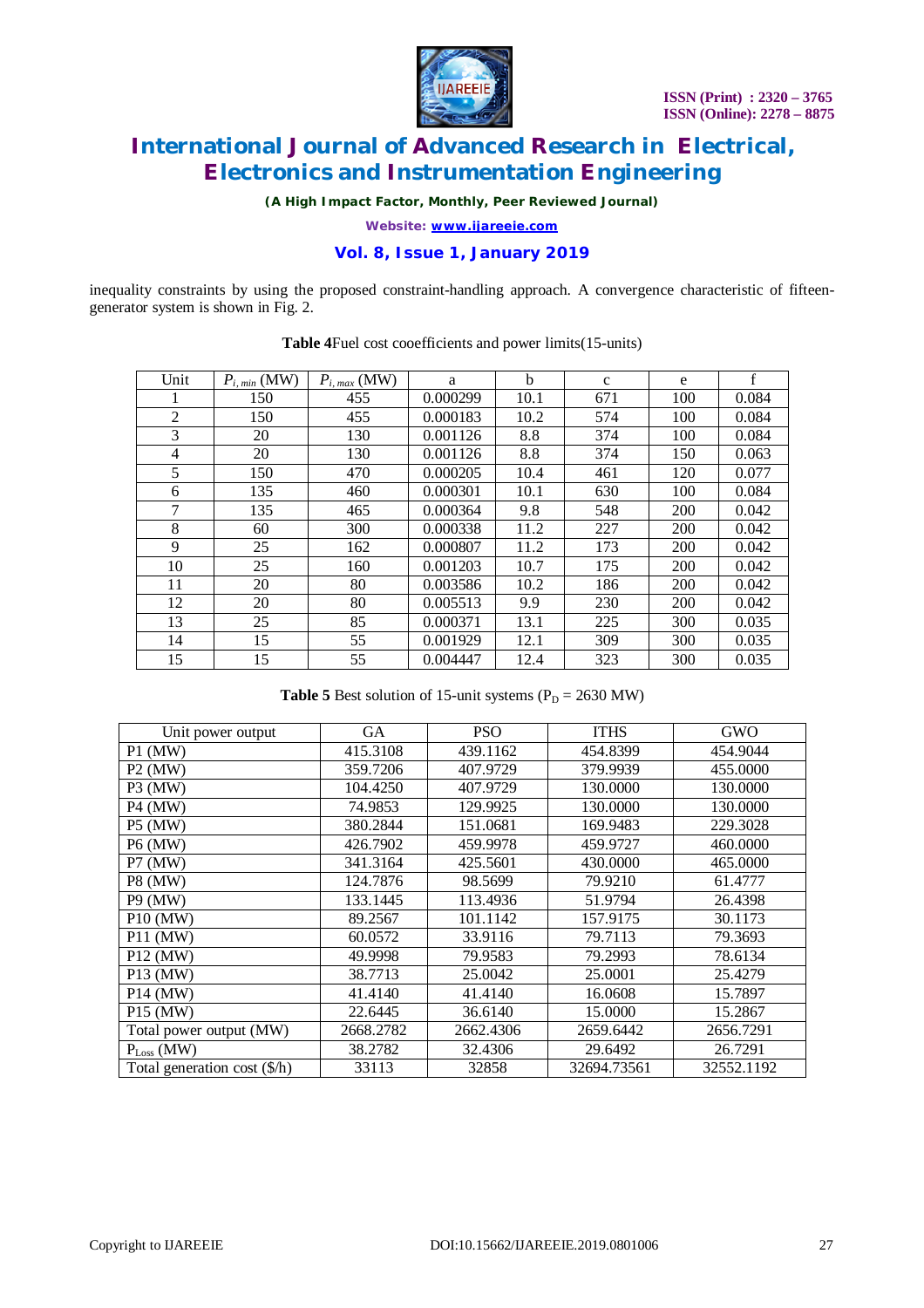inequality constraints by using the proposed constraint-handling approach. A convergence characteristic of fifteen-generator system is shown in Fig. 2.

**Table 4**Fuel cost cooefficients and power limits(15-units)

| Unit | $P_{i,\,min}$ (MW) | $P_{i,\,max}$ (MW) | a | b | c | e | f |
|---|---|---|---|---|---|---|---|
| 1 | 150 | 455 | 0.000299 | 10.1 | 671 | 100 | 0.084 |
| 2 | 150 | 455 | 0.000183 | 10.2 | 574 | 100 | 0.084 |
| 3 | 20 | 130 | 0.001126 | 8.8 | 374 | 100 | 0.084 |
| 4 | 20 | 130 | 0.001126 | 8.8 | 374 | 150 | 0.063 |
| 5 | 150 | 470 | 0.000205 | 10.4 | 461 | 120 | 0.077 |
| 6 | 135 | 460 | 0.000301 | 10.1 | 630 | 100 | 0.084 |
| 7 | 135 | 465 | 0.000364 | 9.8 | 548 | 200 | 0.042 |
| 8 | 60 | 300 | 0.000338 | 11.2 | 227 | 200 | 0.042 |
| 9 | 25 | 162 | 0.000807 | 11.2 | 173 | 200 | 0.042 |
| 10 | 25 | 160 | 0.001203 | 10.7 | 175 | 200 | 0.042 |
| 11 | 20 | 80 | 0.003586 | 10.2 | 186 | 200 | 0.042 |
| 12 | 20 | 80 | 0.005513 | 9.9 | 230 | 200 | 0.042 |
| 13 | 25 | 85 | 0.000371 | 13.1 | 225 | 300 | 0.035 |
| 14 | 15 | 55 | 0.001929 | 12.1 | 309 | 300 | 0.035 |
| 15 | 15 | 55 | 0.004447 | 12.4 | 323 | 300 | 0.035 |

**Table 5** Best solution of 15-unit systems ($P_D$ = 2630 MW)

| Unit power output | GA | PSO | ITHS | GWO |
|---|---|---|---|---|
| P1 (MW) | 415.3108 | 439.1162 | 454.8399 | 454.9044 |
| P2 (MW) | 359.7206 | 407.9729 | 379.9939 | 455.0000 |
| P3 (MW) | 104.4250 | 407.9729 | 130.0000 | 130.0000 |
| P4 (MW) | 74.9853 | 129.9925 | 130.0000 | 130.0000 |
| P5 (MW) | 380.2844 | 151.0681 | 169.9483 | 229.3028 |
| P6 (MW) | 426.7902 | 459.9978 | 459.9727 | 460.0000 |
| P7 (MW) | 341.3164 | 425.5601 | 430.0000 | 465.0000 |
| P8 (MW) | 124.7876 | 98.5699 | 79.9210 | 61.4777 |
| P9 (MW) | 133.1445 | 113.4936 | 51.9794 | 26.4398 |
| P10 (MW) | 89.2567 | 101.1142 | 157.9175 | 30.1173 |
| P11 (MW) | 60.0572 | 33.9116 | 79.7113 | 79.3693 |
| P12 (MW) | 49.9998 | 79.9583 | 79.2993 | 78.6134 |
| P13 (MW) | 38.7713 | 25.0042 | 25.0001 | 25.4279 |
| P14 (MW) | 41.4140 | 41.4140 | 16.0608 | 15.7897 |
| P15 (MW) | 22.6445 | 36.6140 | 15.0000 | 15.2867 |
| Total power output (MW) | 2668.2782 | 2662.4306 | 2659.6442 | 2656.7291 |
| $P_{Loss}$ (MW) | 38.2782 | 32.4306 | 29.6492 | 26.7291 |
| Total generation cost ($/h) | 33113 | 32858 | 32694.73561 | 32552.1192 |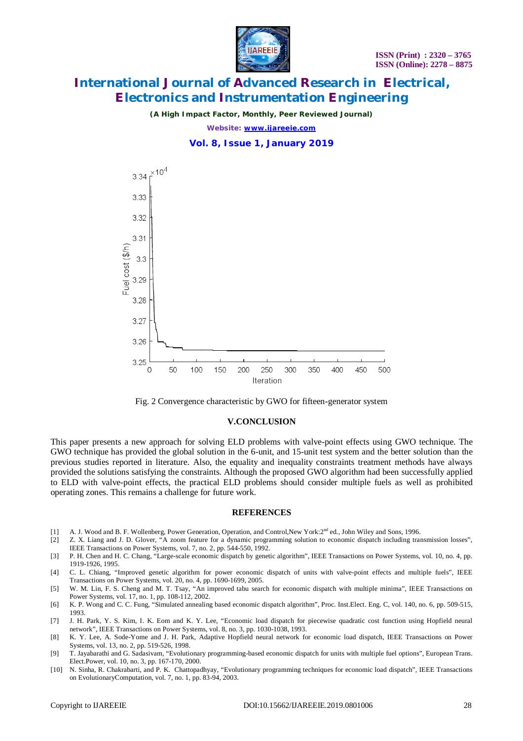Fig. 2 Convergence characteristic by GWO for fifteen-generator system

## V.CONCLUSION

This paper presents a new approach for solving ELD problems with valve-point effects using GWO technique. The GWO technique has provided the global solution in the 6-unit, and 15-unit test system and the better solution than the previous studies reported in literature. Also, the equality and inequality constraints treatment methods have always provided the solutions satisfying the constraints. Although the proposed GWO algorithm had been successfully applied to ELD with valve-point effects, the practical ELD problems should consider multiple fuels as well as prohibited operating zones. This remains a challenge for future work.

## REFERENCES

[1] A. J. Wood and B. F. Wollenberg, Power Generation, Operation, and Control,New York:2nd ed., John Wiley and Sons, 1996.

[2] Z. X. Liang and J. D. Glover, "A zoom feature for a dynamic programming solution to economic dispatch including transmission losses", IEEE Transactions on Power Systems, vol. 7, no. 2, pp. 544-550, 1992.

[3] P. H. Chen and H. C. Chang, "Large-scale economic dispatch by genetic algorithm", IEEE Transactions on Power Systems, vol. 10, no. 4, pp. 1919-1926, 1995.

[4] C. L. Chiang, "Improved genetic algorithm for power economic dispatch of units with valve-point effects and multiple fuels", IEEE Transactions on Power Systems, vol. 20, no. 4, pp. 1690-1699, 2005.

[5] W. M. Lin, F. S. Cheng and M. T. Tsay, "An improved tabu search for economic dispatch with multiple minima", IEEE Transactions on Power Systems, vol. 17, no. 1, pp. 108-112, 2002.

[6] K. P. Wong and C. C. Fung, "Simulated annealing based economic dispatch algorithm", Proc. Inst.Elect. Eng. C, vol. 140, no. 6, pp. 509-515, 1993.

[7] J. H. Park, Y. S. Kim, I. K. Eom and K. Y. Lee, "Economic load dispatch for piecewise quadratic cost function using Hopfield neural network", IEEE Transactions on Power Systems, vol. 8, no. 3, pp. 1030-1038, 1993.

[8] K. Y. Lee, A. Sode-Yome and J. H. Park, Adaptive Hopfield neural network for economic load dispatch, IEEE Transactions on Power Systems, vol. 13, no. 2, pp. 519-526, 1998.

[9] T. Jayabarathi and G. Sadasivam, "Evolutionary programming-based economic dispatch for units with multiple fuel options", European Trans. Elect.Power, vol. 10, no. 3, pp. 167-170, 2000.

[10] N. Sinha, R. Chakrabarti, and P. K. Chattopadhyay, "Evolutionary programming techniques for economic load dispatch", IEEE Transactions on EvolutionaryComputation, vol. 7, no. 1, pp. 83-94, 2003.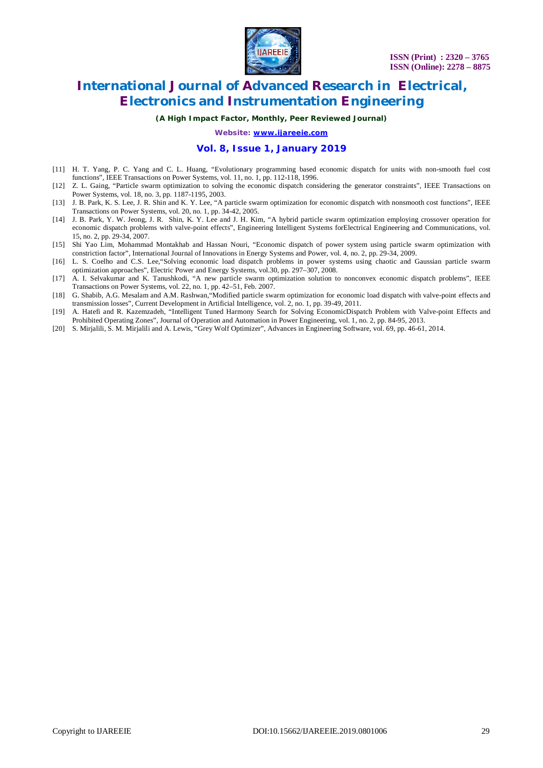[11] H. T. Yang, P. C. Yang and C. L. Huang, "Evolutionary programming based economic dispatch for units with non-smooth fuel cost functions", IEEE Transactions on Power Systems, vol. 11, no. 1, pp. 112-118, 1996.

[12] Z. L. Gaing, "Particle swarm optimization to solving the economic dispatch considering the generator constraints", IEEE Transactions on Power Systems, vol. 18, no. 3, pp. 1187-1195, 2003.

[13] J. B. Park, K. S. Lee, J. R. Shin and K. Y. Lee, "A particle swarm optimization for economic dispatch with nonsmooth cost functions", IEEE Transactions on Power Systems, vol. 20, no. 1, pp. 34-42, 2005.

[14] J. B. Park, Y. W. Jeong, J. R. Shin, K. Y. Lee and J. H. Kim, "A hybrid particle swarm optimization employing crossover operation for economic dispatch problems with valve-point effects", Engineering Intelligent Systems forElectrical Engineering and Communications, vol. 15, no. 2, pp. 29-34, 2007.

[15] Shi Yao Lim, Mohammad Montakhab and Hassan Nouri, "Economic dispatch of power system using particle swarm optimization with constriction factor", International Journal of Innovations in Energy Systems and Power, vol. 4, no. 2, pp. 29-34, 2009.

[16] L. S. Coelho and C.S. Lee,"Solving economic load dispatch problems in power systems using chaotic and Gaussian particle swarm optimization approaches", Electric Power and Energy Systems, vol.30, pp. 297–307, 2008.

[17] A. I. Selvakumar and K. Tanushkodi, "A new particle swarm optimization solution to nonconvex economic dispatch problems", IEEE Transactions on Power Systems, vol. 22, no. 1, pp. 42–51, Feb. 2007.

[18] G. Shabib, A.G. Mesalam and A.M. Rashwan,"Modified particle swarm optimization for economic load dispatch with valve-point effects and transmission losses", Current Development in Artificial Intelligence, vol. 2, no. 1, pp. 39-49, 2011.

[19] A. Hatefi and R. Kazemzadeh, "Intelligent Tuned Harmony Search for Solving EconomicDispatch Problem with Valve-point Effects and Prohibited Operating Zones", Journal of Operation and Automation in Power Engineering, vol. 1, no. 2, pp. 84-95, 2013.

[20] S. Mirjalili, S. M. Mirjalili and A. Lewis, "Grey Wolf Optimizer", Advances in Engineering Software, vol. 69, pp. 46-61, 2014.